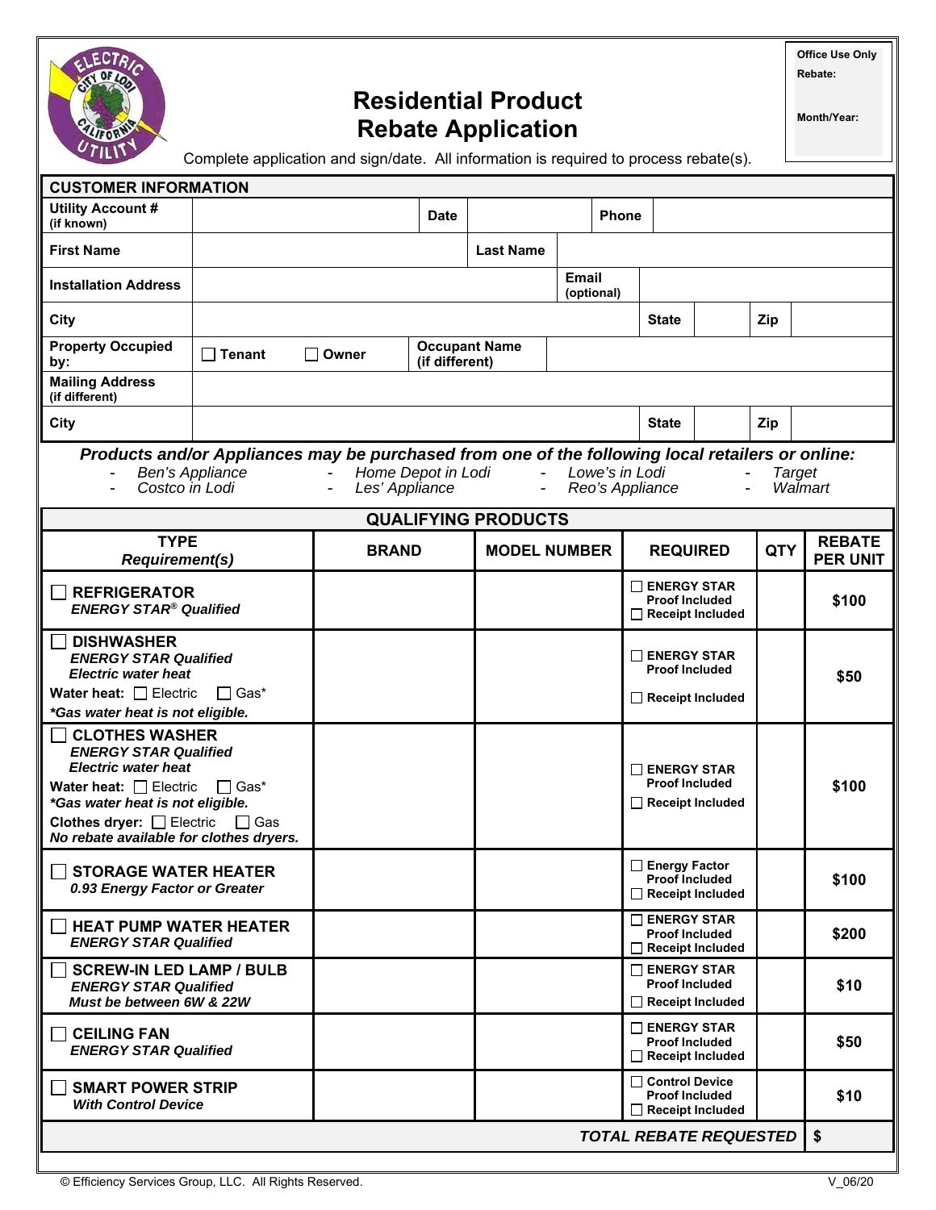# Residential Product Rebate Application

Office Use Only
Rebate:

Month/Year:

Complete application and sign/date. All information is required to process rebate(s).

| CUSTOMER INFORMATION | | | | | | | |
|---|---|---|---|---|---|---|---|
| **Utility Account #** (if known) | | **Date** | | **Phone** | | | |
| **First Name** | | **Last Name** | | | | | |
| **Installation Address** | | | **Email** (optional) | | | | |
| **City** | | | | **State** | | **Zip** | |
| **Property Occupied by:** | ☐ Tenant ☐ Owner | **Occupant Name** (if different) | | | | | |
| **Mailing Address** (if different) | | | | | | | |
| **City** | | | | **State** | | **Zip** | |

***Products and/or Appliances may be purchased from one of the following local retailers or online:***

- *Ben's Appliance*
- *Costco in Lodi*
- *Home Depot in Lodi*
- *Les' Appliance*
- *Lowe's in Lodi*
- *Reo's Appliance*
- *Target*
- *Walmart*

**QUALIFYING PRODUCTS**

| TYPE *Requirement(s)* | BRAND | MODEL NUMBER | REQUIRED | QTY | REBATE PER UNIT |
|---|---|---|---|---|---|
| ☐ **REFRIGERATOR** *ENERGY STAR® Qualified* | | | ☐ ENERGY STAR Proof Included ☐ Receipt Included | | $100 |
| ☐ **DISHWASHER** *ENERGY STAR Qualified* *Electric water heat* **Water heat:** ☐ Electric ☐ Gas* *\*Gas water heat is not eligible.* | | | ☐ ENERGY STAR Proof Included ☐ Receipt Included | | $50 |
| ☐ **CLOTHES WASHER** *ENERGY STAR Qualified* *Electric water heat* **Water heat:** ☐ Electric ☐ Gas* *\*Gas water heat is not eligible.* **Clothes dryer:** ☐ Electric ☐ Gas *No rebate available for clothes dryers.* | | | ☐ ENERGY STAR Proof Included ☐ Receipt Included | | $100 |
| ☐ **STORAGE WATER HEATER** *0.93 Energy Factor or Greater* | | | ☐ Energy Factor Proof Included ☐ Receipt Included | | $100 |
| ☐ **HEAT PUMP WATER HEATER** *ENERGY STAR Qualified* | | | ☐ ENERGY STAR Proof Included ☐ Receipt Included | | $200 |
| ☐ **SCREW-IN LED LAMP / BULB** *ENERGY STAR Qualified* *Must be between 6W & 22W* | | | ☐ ENERGY STAR Proof Included ☐ Receipt Included | | $10 |
| ☐ **CEILING FAN** *ENERGY STAR Qualified* | | | ☐ ENERGY STAR Proof Included ☐ Receipt Included | | $50 |
| ☐ **SMART POWER STRIP** *With Control Device* | | | ☐ Control Device Proof Included ☐ Receipt Included | | $10 |
| | | | ***TOTAL REBATE REQUESTED*** | | $ |

© Efficiency Services Group, LLC. All Rights Reserved. V_06/20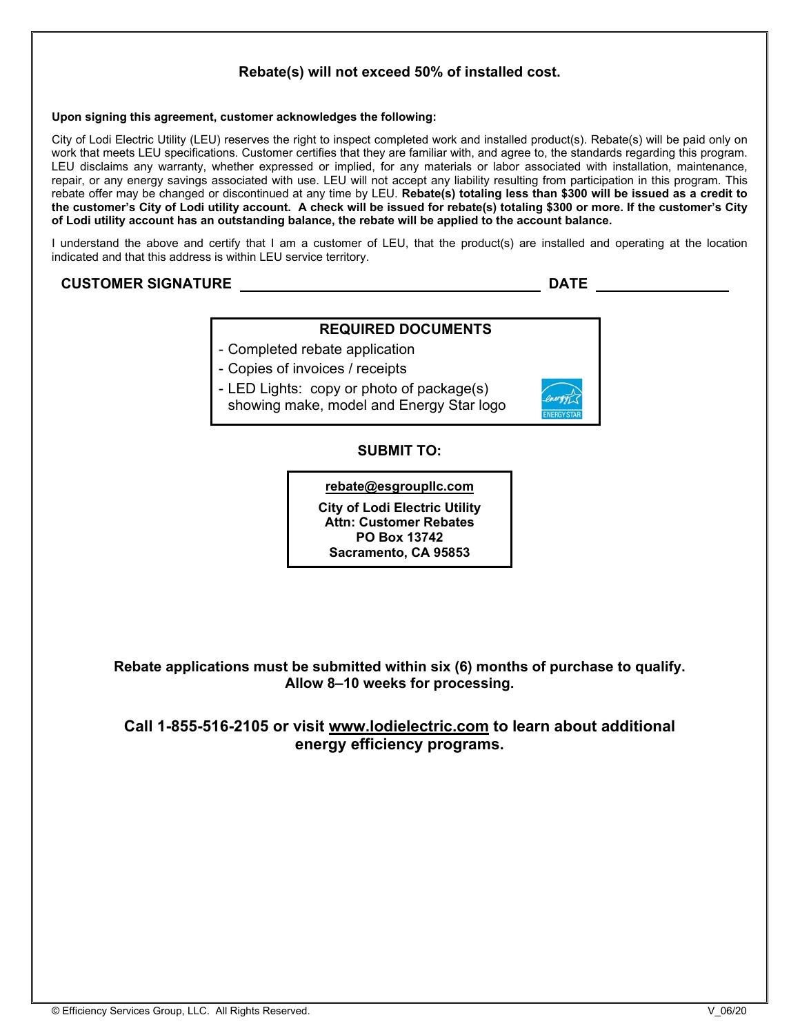**Rebate(s) will not exceed 50% of installed cost.**

**Upon signing this agreement, customer acknowledges the following:**

City of Lodi Electric Utility (LEU) reserves the right to inspect completed work and installed product(s). Rebate(s) will be paid only on work that meets LEU specifications. Customer certifies that they are familiar with, and agree to, the standards regarding this program. LEU disclaims any warranty, whether expressed or implied, for any materials or labor associated with installation, maintenance, repair, or any energy savings associated with use. LEU will not accept any liability resulting from participation in this program. This rebate offer may be changed or discontinued at any time by LEU. **Rebate(s) totaling less than $300 will be issued as a credit to the customer's City of Lodi utility account. A check will be issued for rebate(s) totaling $300 or more. If the customer's City of Lodi utility account has an outstanding balance, the rebate will be applied to the account balance.**

I understand the above and certify that I am a customer of LEU, that the product(s) are installed and operating at the location indicated and that this address is within LEU service territory.

**CUSTOMER SIGNATURE** ______________________________ **DATE** ______________

**REQUIRED DOCUMENTS**

- Completed rebate application
- Copies of invoices / receipts
- LED Lights: copy or photo of package(s) showing make, model and Energy Star logo

**SUBMIT TO:**

**rebate@esgroupllc.com**

**City of Lodi Electric Utility**
**Attn: Customer Rebates**
**PO Box 13742**
**Sacramento, CA 95853**

**Rebate applications must be submitted within six (6) months of purchase to qualify.**
**Allow 8–10 weeks for processing.**

**Call 1-855-516-2105 or visit www.lodielectric.com to learn about additional energy efficiency programs.**

© Efficiency Services Group, LLC. All Rights Reserved. V_06/20